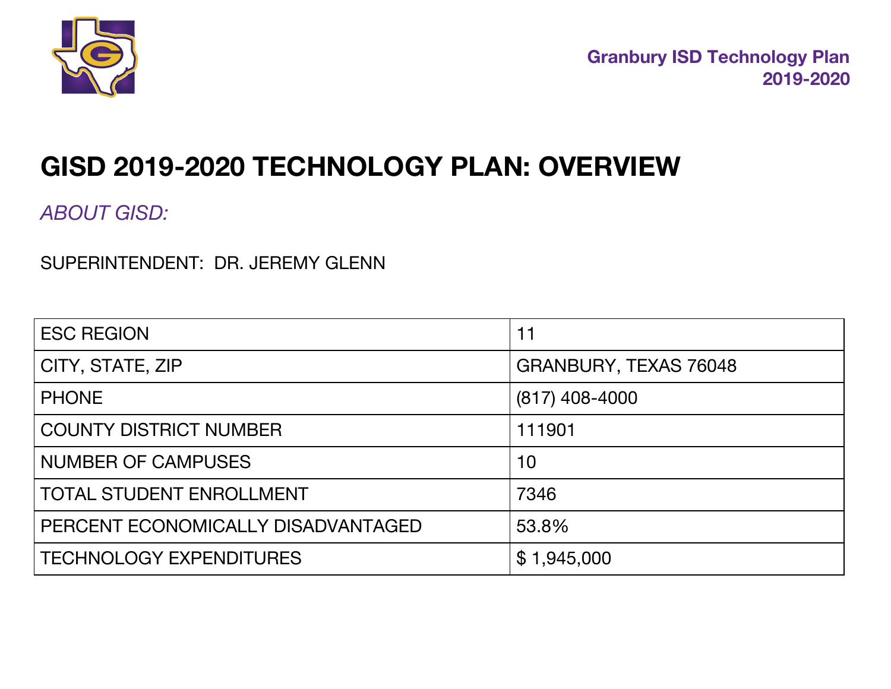# GISD 2019-2020 TECHNOLOGY PLAN: OVERVIEW

*ABOUT GISD:*

SUPERINTENDENT: DR. JEREMY GLENN

| | |
|---|---|
| ESC REGION | 11 |
| CITY, STATE, ZIP | GRANBURY, TEXAS 76048 |
| PHONE | (817) 408-4000 |
| COUNTY DISTRICT NUMBER | 111901 |
| NUMBER OF CAMPUSES | 10 |
| TOTAL STUDENT ENROLLMENT | 7346 |
| PERCENT ECONOMICALLY DISADVANTAGED | 53.8% |
| TECHNOLOGY EXPENDITURES | $ 1,945,000 |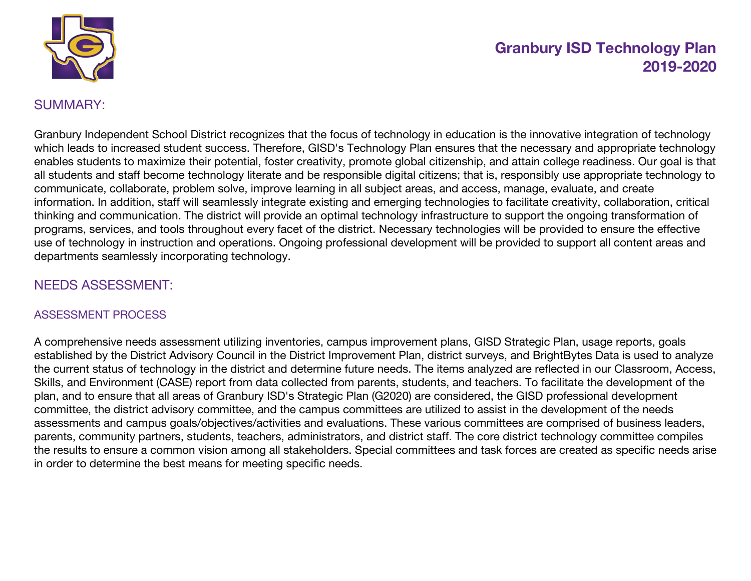# Granbury ISD Technology Plan 2019-2020

## SUMMARY:

Granbury Independent School District recognizes that the focus of technology in education is the innovative integration of technology which leads to increased student success. Therefore, GISD's Technology Plan ensures that the necessary and appropriate technology enables students to maximize their potential, foster creativity, promote global citizenship, and attain college readiness. Our goal is that all students and staff become technology literate and be responsible digital citizens; that is, responsibly use appropriate technology to communicate, collaborate, problem solve, improve learning in all subject areas, and access, manage, evaluate, and create information. In addition, staff will seamlessly integrate existing and emerging technologies to facilitate creativity, collaboration, critical thinking and communication. The district will provide an optimal technology infrastructure to support the ongoing transformation of programs, services, and tools throughout every facet of the district. Necessary technologies will be provided to ensure the effective use of technology in instruction and operations. Ongoing professional development will be provided to support all content areas and departments seamlessly incorporating technology.

## NEEDS ASSESSMENT:

### ASSESSMENT PROCESS

A comprehensive needs assessment utilizing inventories, campus improvement plans, GISD Strategic Plan, usage reports, goals established by the District Advisory Council in the District Improvement Plan, district surveys, and BrightBytes Data is used to analyze the current status of technology in the district and determine future needs. The items analyzed are reflected in our Classroom, Access, Skills, and Environment (CASE) report from data collected from parents, students, and teachers. To facilitate the development of the plan, and to ensure that all areas of Granbury ISD's Strategic Plan (G2020) are considered, the GISD professional development committee, the district advisory committee, and the campus committees are utilized to assist in the development of the needs assessments and campus goals/objectives/activities and evaluations. These various committees are comprised of business leaders, parents, community partners, students, teachers, administrators, and district staff. The core district technology committee compiles the results to ensure a common vision among all stakeholders. Special committees and task forces are created as specific needs arise in order to determine the best means for meeting specific needs.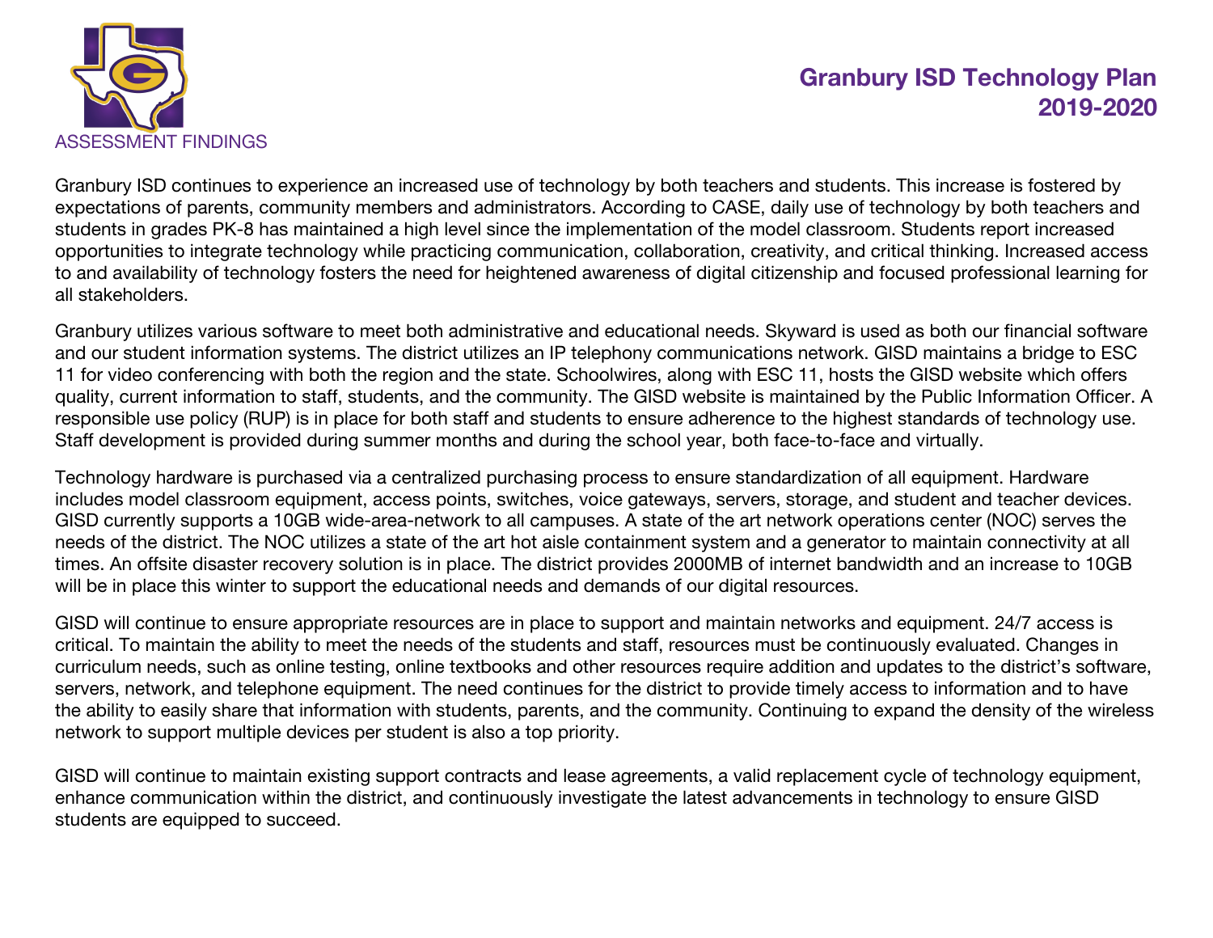# ASSESSMENT FINDINGS

Granbury ISD continues to experience an increased use of technology by both teachers and students. This increase is fostered by expectations of parents, community members and administrators. According to CASE, daily use of technology by both teachers and students in grades PK-8 has maintained a high level since the implementation of the model classroom. Students report increased opportunities to integrate technology while practicing communication, collaboration, creativity, and critical thinking. Increased access to and availability of technology fosters the need for heightened awareness of digital citizenship and focused professional learning for all stakeholders.

Granbury utilizes various software to meet both administrative and educational needs. Skyward is used as both our financial software and our student information systems. The district utilizes an IP telephony communications network. GISD maintains a bridge to ESC 11 for video conferencing with both the region and the state. Schoolwires, along with ESC 11, hosts the GISD website which offers quality, current information to staff, students, and the community. The GISD website is maintained by the Public Information Officer. A responsible use policy (RUP) is in place for both staff and students to ensure adherence to the highest standards of technology use. Staff development is provided during summer months and during the school year, both face-to-face and virtually.

Technology hardware is purchased via a centralized purchasing process to ensure standardization of all equipment. Hardware includes model classroom equipment, access points, switches, voice gateways, servers, storage, and student and teacher devices. GISD currently supports a 10GB wide-area-network to all campuses. A state of the art network operations center (NOC) serves the needs of the district. The NOC utilizes a state of the art hot aisle containment system and a generator to maintain connectivity at all times. An offsite disaster recovery solution is in place. The district provides 2000MB of internet bandwidth and an increase to 10GB will be in place this winter to support the educational needs and demands of our digital resources.

GISD will continue to ensure appropriate resources are in place to support and maintain networks and equipment. 24/7 access is critical. To maintain the ability to meet the needs of the students and staff, resources must be continuously evaluated. Changes in curriculum needs, such as online testing, online textbooks and other resources require addition and updates to the district's software, servers, network, and telephone equipment. The need continues for the district to provide timely access to information and to have the ability to easily share that information with students, parents, and the community. Continuing to expand the density of the wireless network to support multiple devices per student is also a top priority.

GISD will continue to maintain existing support contracts and lease agreements, a valid replacement cycle of technology equipment, enhance communication within the district, and continuously investigate the latest advancements in technology to ensure GISD students are equipped to succeed.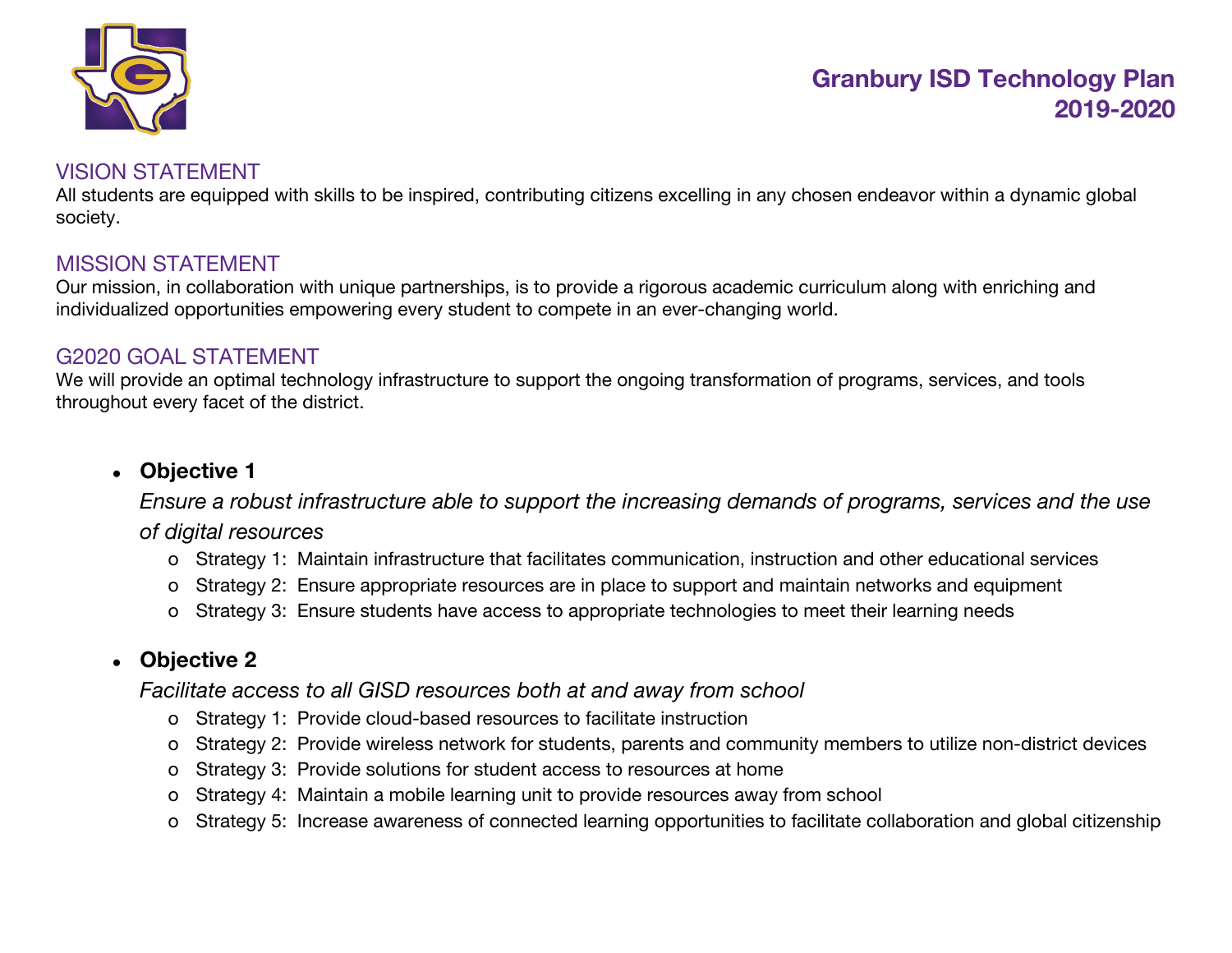# Granbury ISD Technology Plan 2019-2020

## VISION STATEMENT

All students are equipped with skills to be inspired, contributing citizens excelling in any chosen endeavor within a dynamic global society.

## MISSION STATEMENT

Our mission, in collaboration with unique partnerships, is to provide a rigorous academic curriculum along with enriching and individualized opportunities empowering every student to compete in an ever-changing world.

## G2020 GOAL STATEMENT

We will provide an optimal technology infrastructure to support the ongoing transformation of programs, services, and tools throughout every facet of the district.

- **Objective 1**

  *Ensure a robust infrastructure able to support the increasing demands of programs, services and the use of digital resources*

  - Strategy 1: Maintain infrastructure that facilitates communication, instruction and other educational services
  - Strategy 2: Ensure appropriate resources are in place to support and maintain networks and equipment
  - Strategy 3: Ensure students have access to appropriate technologies to meet their learning needs

- **Objective 2**

  *Facilitate access to all GISD resources both at and away from school*

  - Strategy 1: Provide cloud-based resources to facilitate instruction
  - Strategy 2: Provide wireless network for students, parents and community members to utilize non-district devices
  - Strategy 3: Provide solutions for student access to resources at home
  - Strategy 4: Maintain a mobile learning unit to provide resources away from school
  - Strategy 5: Increase awareness of connected learning opportunities to facilitate collaboration and global citizenship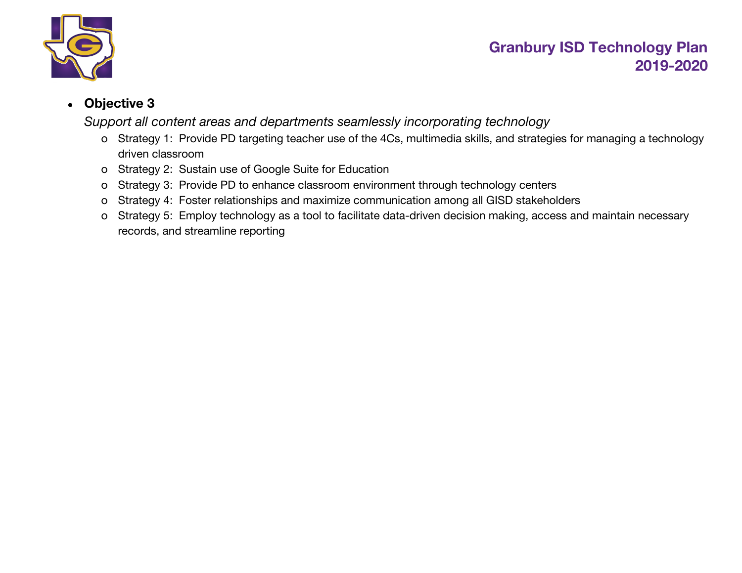- **Objective 3**

  *Support all content areas and departments seamlessly incorporating technology*

  - Strategy 1: Provide PD targeting teacher use of the 4Cs, multimedia skills, and strategies for managing a technology driven classroom
  - Strategy 2: Sustain use of Google Suite for Education
  - Strategy 3: Provide PD to enhance classroom environment through technology centers
  - Strategy 4: Foster relationships and maximize communication among all GISD stakeholders
  - Strategy 5: Employ technology as a tool to facilitate data-driven decision making, access and maintain necessary records, and streamline reporting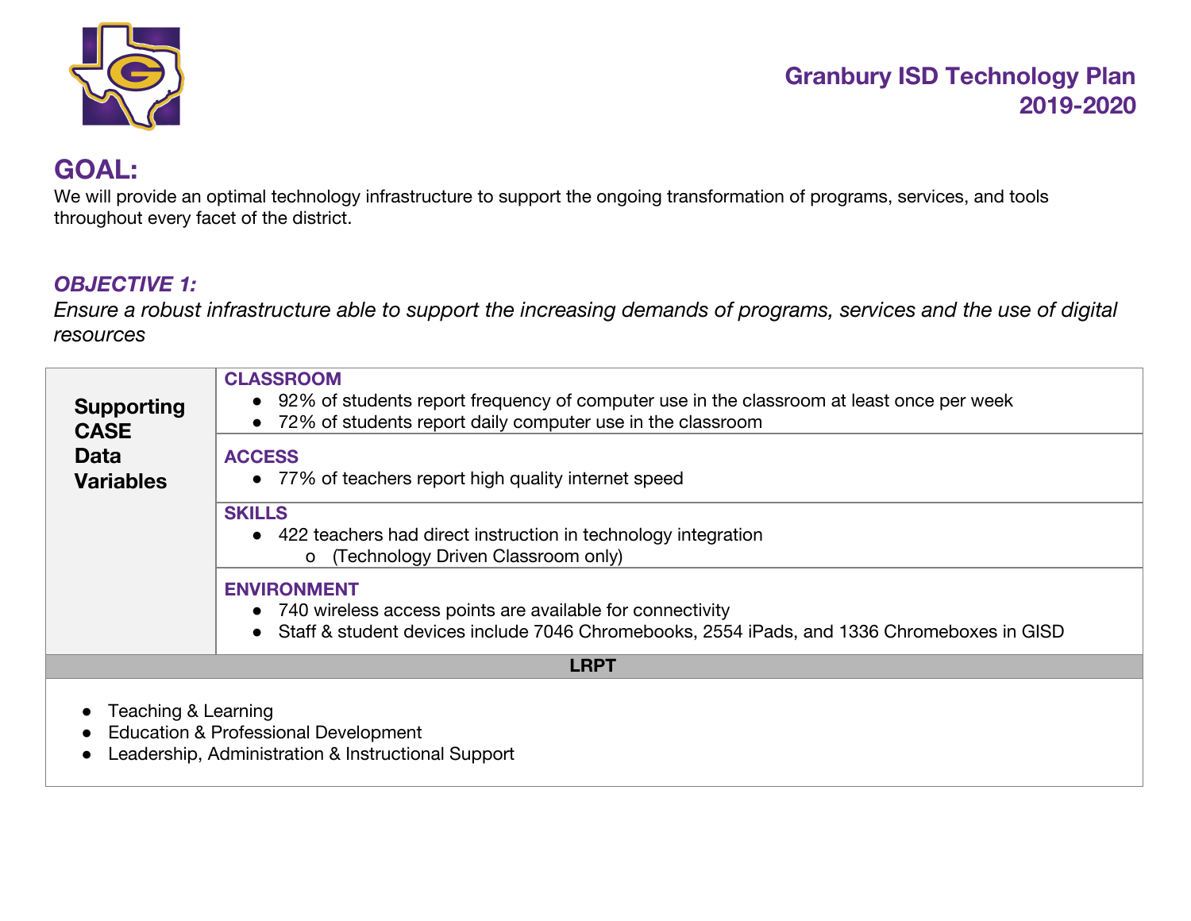Granbury ISD Technology Plan
2019-2020

## GOAL:

We will provide an optimal technology infrastructure to support the ongoing transformation of programs, services, and tools throughout every facet of the district.

### *OBJECTIVE 1:*

*Ensure a robust infrastructure able to support the increasing demands of programs, services and the use of digital resources*

| **Supporting CASE Data Variables** | |
|---|---|
| | **CLASSROOM**<br>● 92% of students report frequency of computer use in the classroom at least once per week<br>● 72% of students report daily computer use in the classroom |
| | **ACCESS**<br>● 77% of teachers report high quality internet speed |
| | **SKILLS**<br>● 422 teachers had direct instruction in technology integration<br>  o (Technology Driven Classroom only) |
| | **ENVIRONMENT**<br>● 740 wireless access points are available for connectivity<br>● Staff & student devices include 7046 Chromebooks, 2554 iPads, and 1336 Chromeboxes in GISD |

**LRPT**

- Teaching & Learning
- Education & Professional Development
- Leadership, Administration & Instructional Support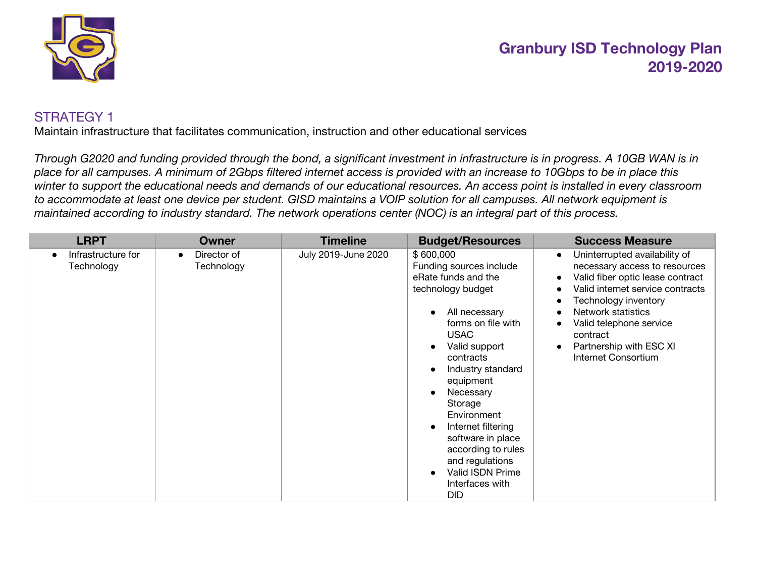# Granbury ISD Technology Plan 2019-2020

## STRATEGY 1

Maintain infrastructure that facilitates communication, instruction and other educational services

*Through G2020 and funding provided through the bond, a significant investment in infrastructure is in progress. A 10GB WAN is in place for all campuses. A minimum of 2Gbps filtered internet access is provided with an increase to 10Gbps to be in place this winter to support the educational needs and demands of our educational resources. An access point is installed in every classroom to accommodate at least one device per student. GISD maintains a VOIP solution for all campuses. All network equipment is maintained according to industry standard. The network operations center (NOC) is an integral part of this process.*

| LRPT | Owner | Timeline | Budget/Resources | Success Measure |
|---|---|---|---|---|
| • Infrastructure for Technology | • Director of Technology | July 2019-June 2020 | $ 600,000<br>Funding sources include eRate funds and the technology budget<br>• All necessary forms on file with USAC<br>• Valid support contracts<br>• Industry standard equipment<br>• Necessary Storage Environment<br>• Internet filtering software in place according to rules and regulations<br>• Valid ISDN Prime Interfaces with DID | • Uninterrupted availability of necessary access to resources<br>• Valid fiber optic lease contract<br>• Valid internet service contracts<br>• Technology inventory<br>• Network statistics<br>• Valid telephone service contract<br>• Partnership with ESC XI Internet Consortium |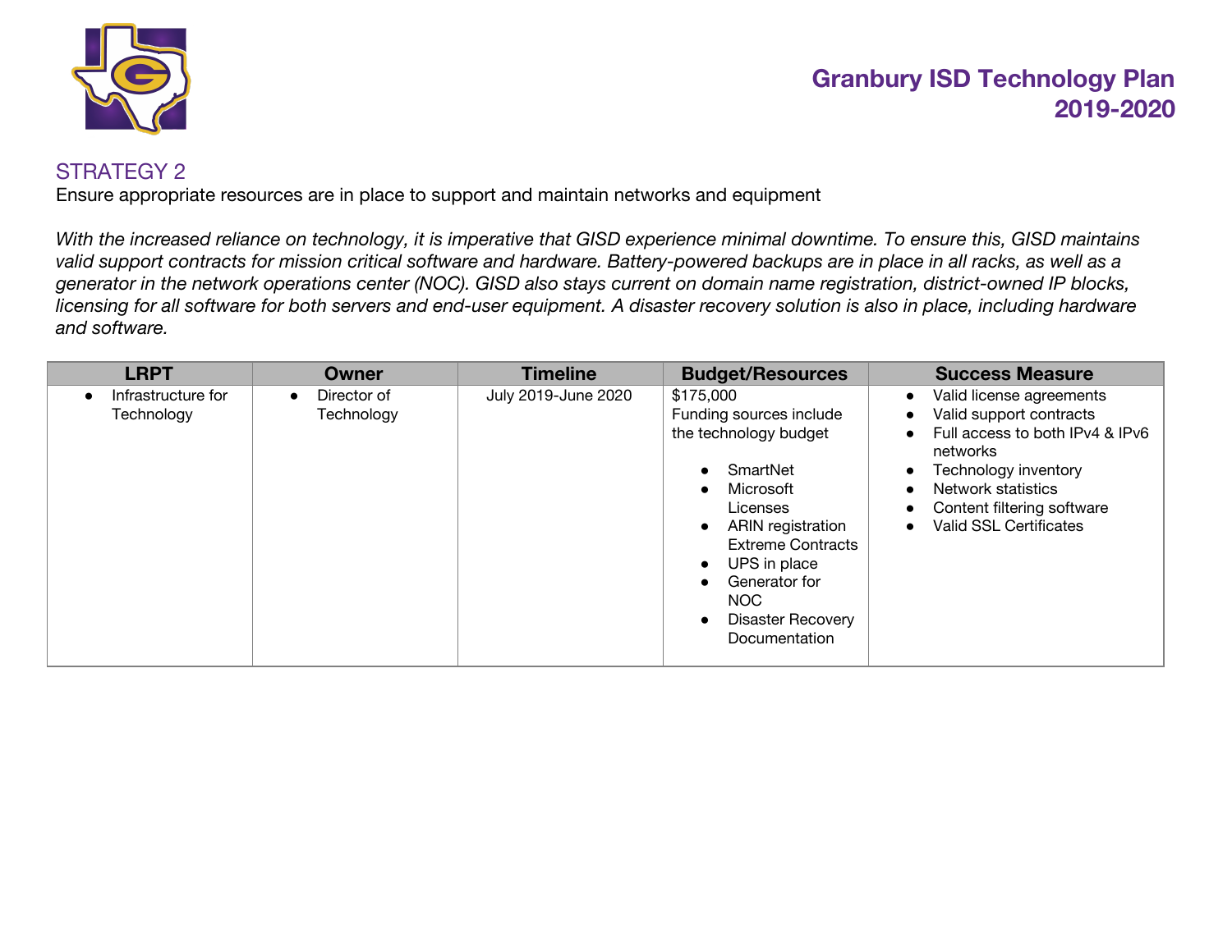# Granbury ISD Technology Plan 2019-2020

## STRATEGY 2

Ensure appropriate resources are in place to support and maintain networks and equipment

*With the increased reliance on technology, it is imperative that GISD experience minimal downtime. To ensure this, GISD maintains valid support contracts for mission critical software and hardware. Battery-powered backups are in place in all racks, as well as a generator in the network operations center (NOC). GISD also stays current on domain name registration, district-owned IP blocks, licensing for all software for both servers and end-user equipment. A disaster recovery solution is also in place, including hardware and software.*

| LRPT | Owner | Timeline | Budget/Resources | Success Measure |
|---|---|---|---|---|
| • Infrastructure for Technology | • Director of Technology | July 2019-June 2020 | $175,000<br>Funding sources include the technology budget<br>• SmartNet<br>• Microsoft Licenses<br>• ARIN registration Extreme Contracts<br>• UPS in place<br>• Generator for NOC<br>• Disaster Recovery Documentation | • Valid license agreements<br>• Valid support contracts<br>• Full access to both IPv4 & IPv6 networks<br>• Technology inventory<br>• Network statistics<br>• Content filtering software<br>• Valid SSL Certificates |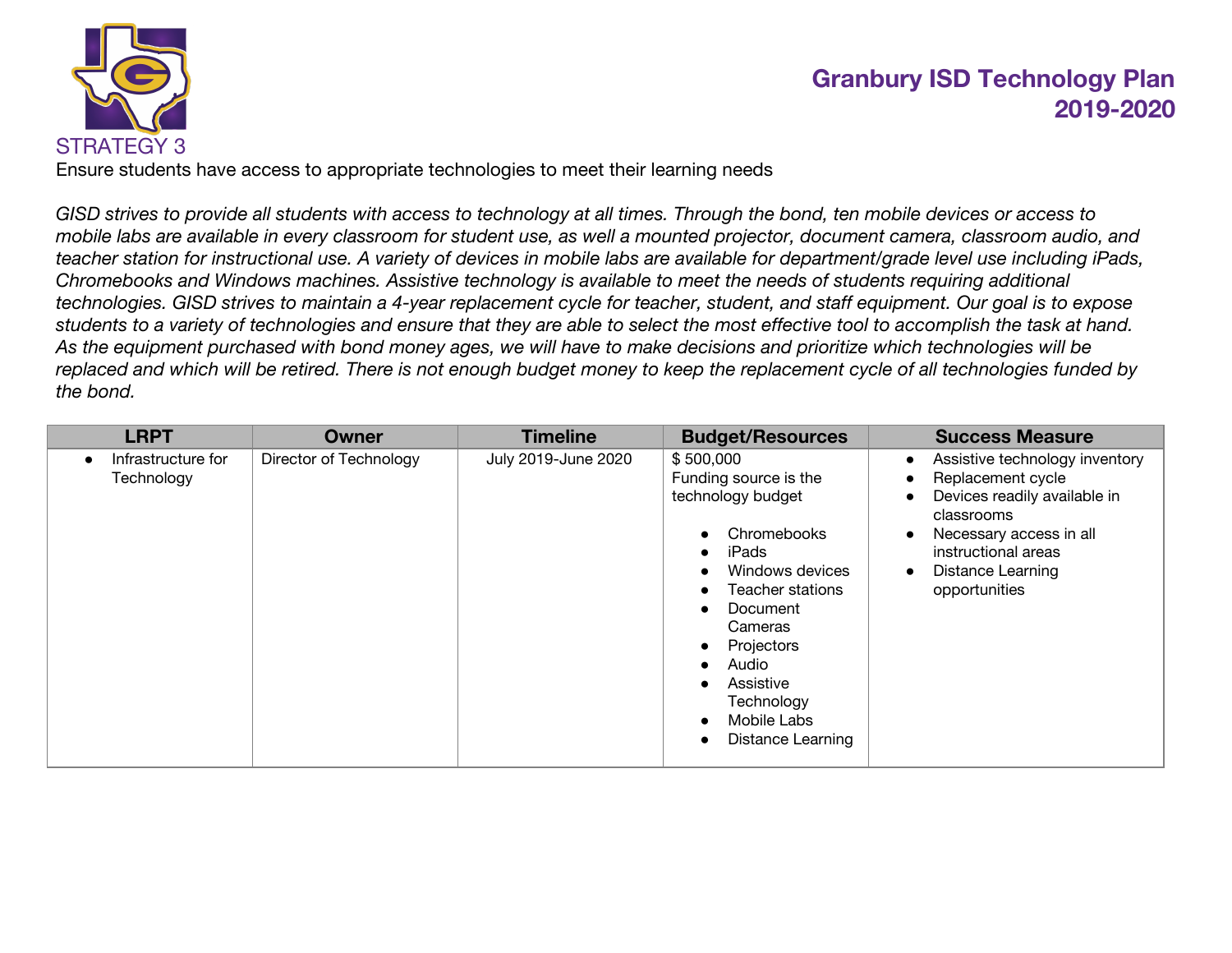# STRATEGY 3

Ensure students have access to appropriate technologies to meet their learning needs

*GISD strives to provide all students with access to technology at all times. Through the bond, ten mobile devices or access to mobile labs are available in every classroom for student use, as well a mounted projector, document camera, classroom audio, and teacher station for instructional use. A variety of devices in mobile labs are available for department/grade level use including iPads, Chromebooks and Windows machines. Assistive technology is available to meet the needs of students requiring additional technologies. GISD strives to maintain a 4-year replacement cycle for teacher, student, and staff equipment. Our goal is to expose students to a variety of technologies and ensure that they are able to select the most effective tool to accomplish the task at hand. As the equipment purchased with bond money ages, we will have to make decisions and prioritize which technologies will be replaced and which will be retired. There is not enough budget money to keep the replacement cycle of all technologies funded by the bond.*

| LRPT | Owner | Timeline | Budget/Resources | Success Measure |
|---|---|---|---|---|
| • Infrastructure for Technology | Director of Technology | July 2019-June 2020 | $ 500,000<br>Funding source is the technology budget<br>• Chromebooks<br>• iPads<br>• Windows devices<br>• Teacher stations<br>• Document Cameras<br>• Projectors<br>• Audio<br>• Assistive Technology<br>• Mobile Labs<br>• Distance Learning | • Assistive technology inventory<br>• Replacement cycle<br>• Devices readily available in classrooms<br>• Necessary access in all instructional areas<br>• Distance Learning opportunities |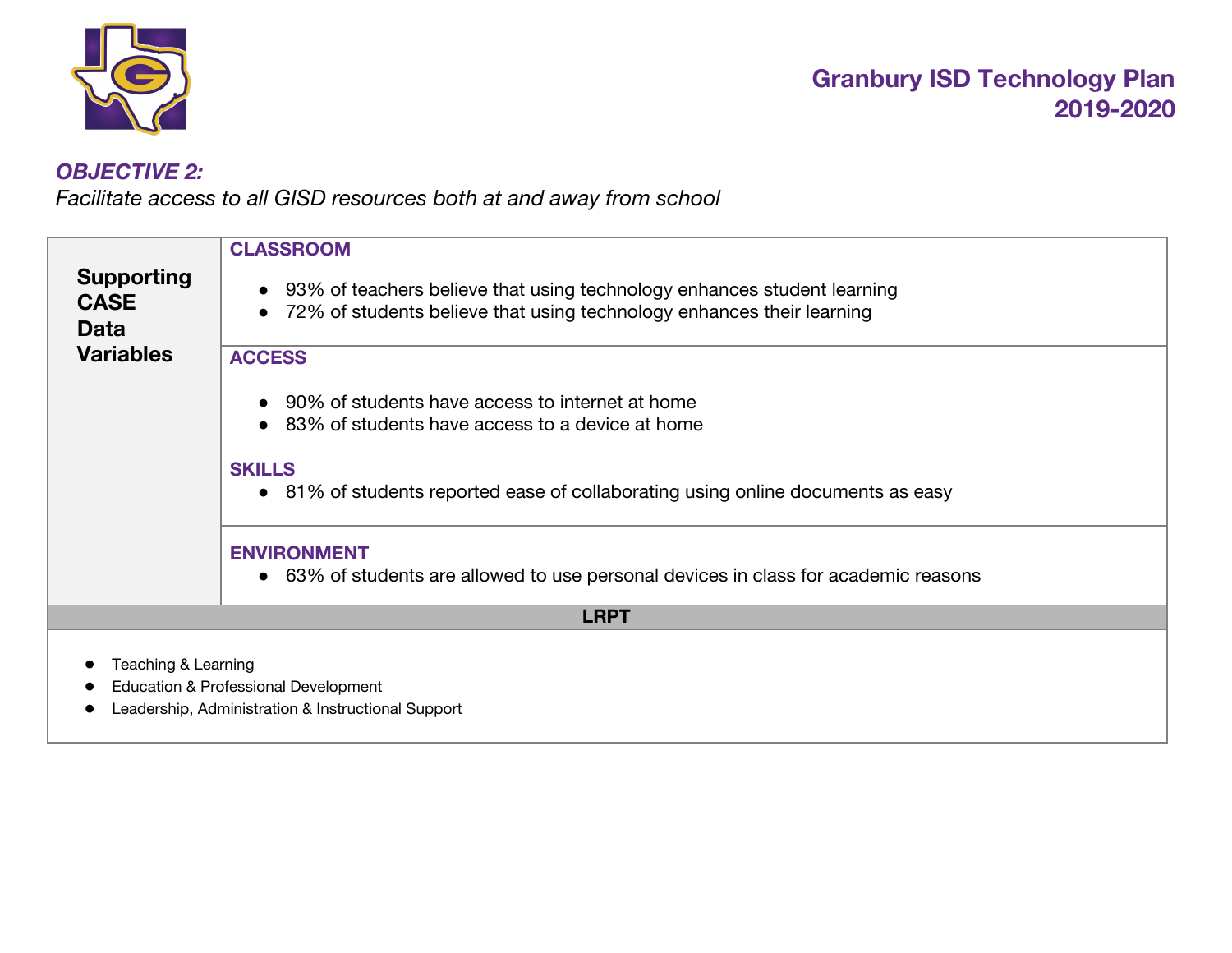### *OBJECTIVE 2:*

*Facilitate access to all GISD resources both at and away from school*

| Supporting CASE Data Variables | |
|---|---|
| | **CLASSROOM**<br>• 93% of teachers believe that using technology enhances student learning<br>• 72% of students believe that using technology enhances their learning |
| | **ACCESS**<br>• 90% of students have access to internet at home<br>• 83% of students have access to a device at home |
| | **SKILLS**<br>• 81% of students reported ease of collaborating using online documents as easy |
| | **ENVIRONMENT**<br>• 63% of students are allowed to use personal devices in class for academic reasons |

| LRPT |
|---|
| • Teaching & Learning<br>• Education & Professional Development<br>• Leadership, Administration & Instructional Support |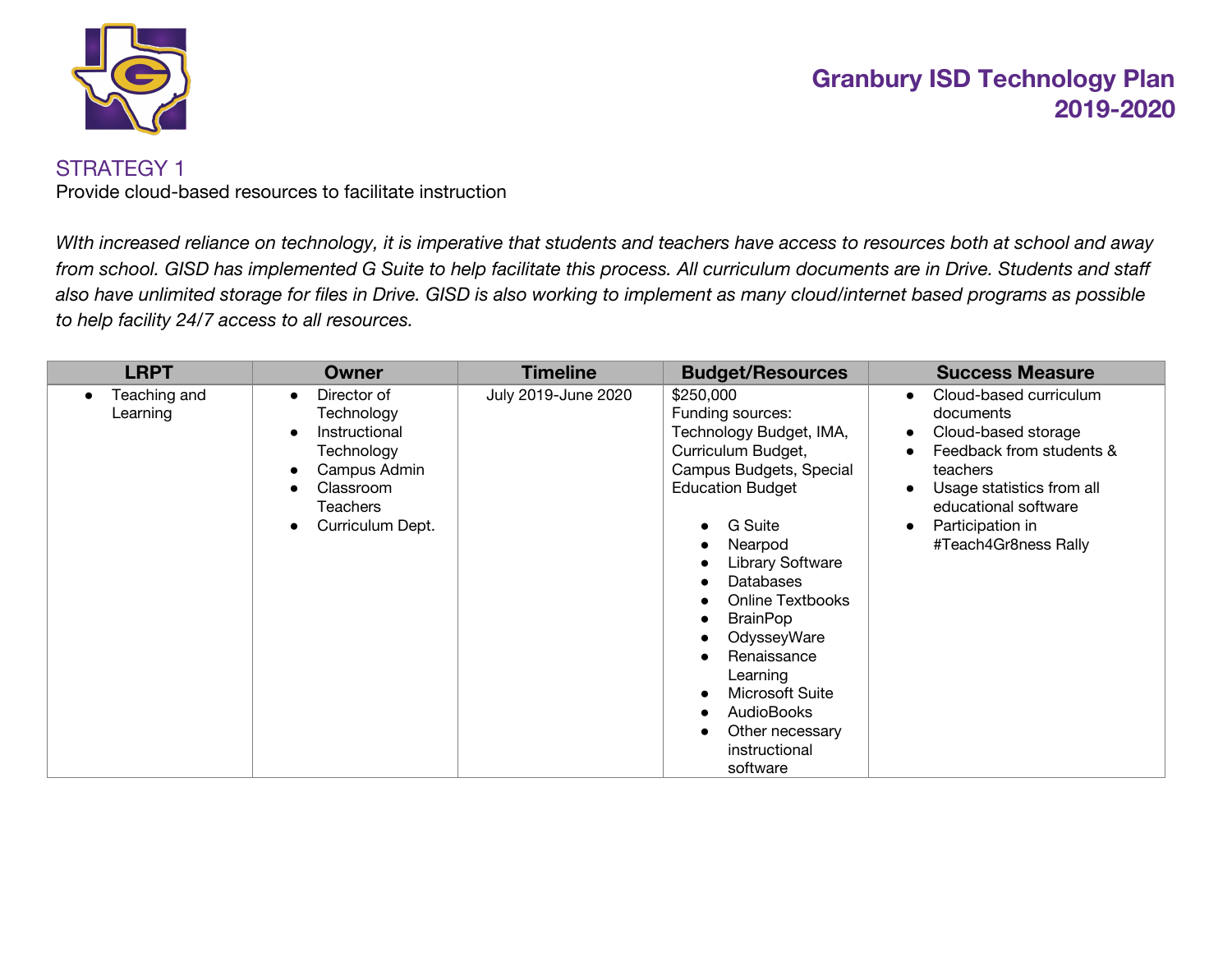# Granbury ISD Technology Plan 2019-2020

## STRATEGY 1

Provide cloud-based resources to facilitate instruction

*WIth increased reliance on technology, it is imperative that students and teachers have access to resources both at school and away from school. GISD has implemented G Suite to help facilitate this process. All curriculum documents are in Drive. Students and staff also have unlimited storage for files in Drive. GISD is also working to implement as many cloud/internet based programs as possible to help facility 24/7 access to all resources.*

| LRPT | Owner | Timeline | Budget/Resources | Success Measure |
|---|---|---|---|---|
| • Teaching and Learning | • Director of Technology<br>• Instructional Technology<br>• Campus Admin<br>• Classroom Teachers<br>• Curriculum Dept. | July 2019-June 2020 | $250,000<br>Funding sources: Technology Budget, IMA, Curriculum Budget, Campus Budgets, Special Education Budget<br><br>• G Suite<br>• Nearpod<br>• Library Software<br>• Databases<br>• Online Textbooks<br>• BrainPop<br>• OdysseyWare<br>• Renaissance Learning<br>• Microsoft Suite<br>• AudioBooks<br>• Other necessary instructional software | • Cloud-based curriculum documents<br>• Cloud-based storage<br>• Feedback from students & teachers<br>• Usage statistics from all educational software<br>• Participation in #Teach4Gr8ness Rally |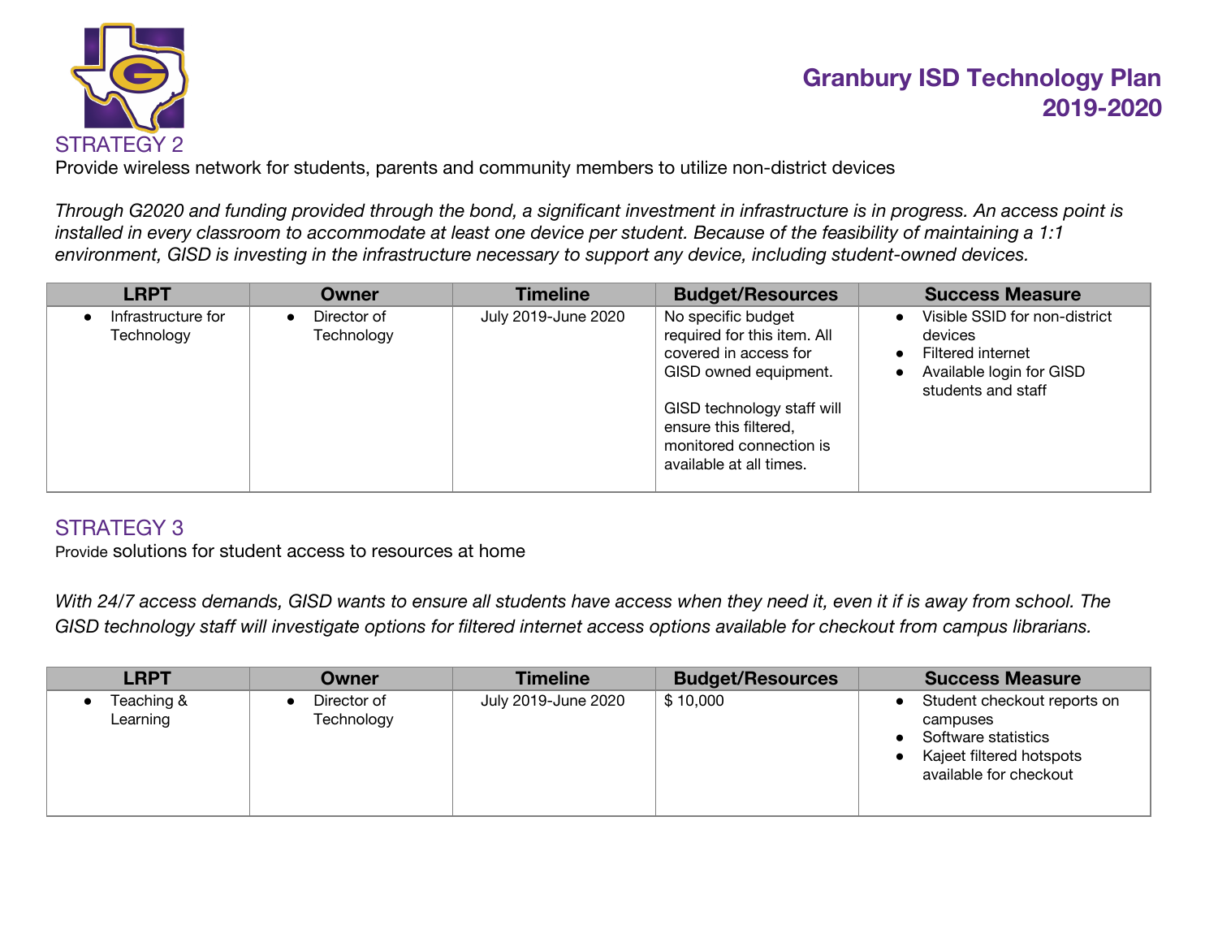## STRATEGY 2

Provide wireless network for students, parents and community members to utilize non-district devices

*Through G2020 and funding provided through the bond, a significant investment in infrastructure is in progress. An access point is installed in every classroom to accommodate at least one device per student. Because of the feasibility of maintaining a 1:1 environment, GISD is investing in the infrastructure necessary to support any device, including student-owned devices.*

| LRPT | Owner | Timeline | Budget/Resources | Success Measure |
|---|---|---|---|---|
| • Infrastructure for Technology | • Director of Technology | July 2019-June 2020 | No specific budget required for this item. All covered in access for GISD owned equipment.<br><br>GISD technology staff will ensure this filtered, monitored connection is available at all times. | • Visible SSID for non-district devices<br>• Filtered internet<br>• Available login for GISD students and staff |

## STRATEGY 3

Provide solutions for student access to resources at home

*With 24/7 access demands, GISD wants to ensure all students have access when they need it, even it if is away from school. The GISD technology staff will investigate options for filtered internet access options available for checkout from campus librarians.*

| LRPT | Owner | Timeline | Budget/Resources | Success Measure |
|---|---|---|---|---|
| • Teaching & Learning | • Director of Technology | July 2019-June 2020 | $ 10,000 | • Student checkout reports on campuses<br>• Software statistics<br>• Kajeet filtered hotspots available for checkout |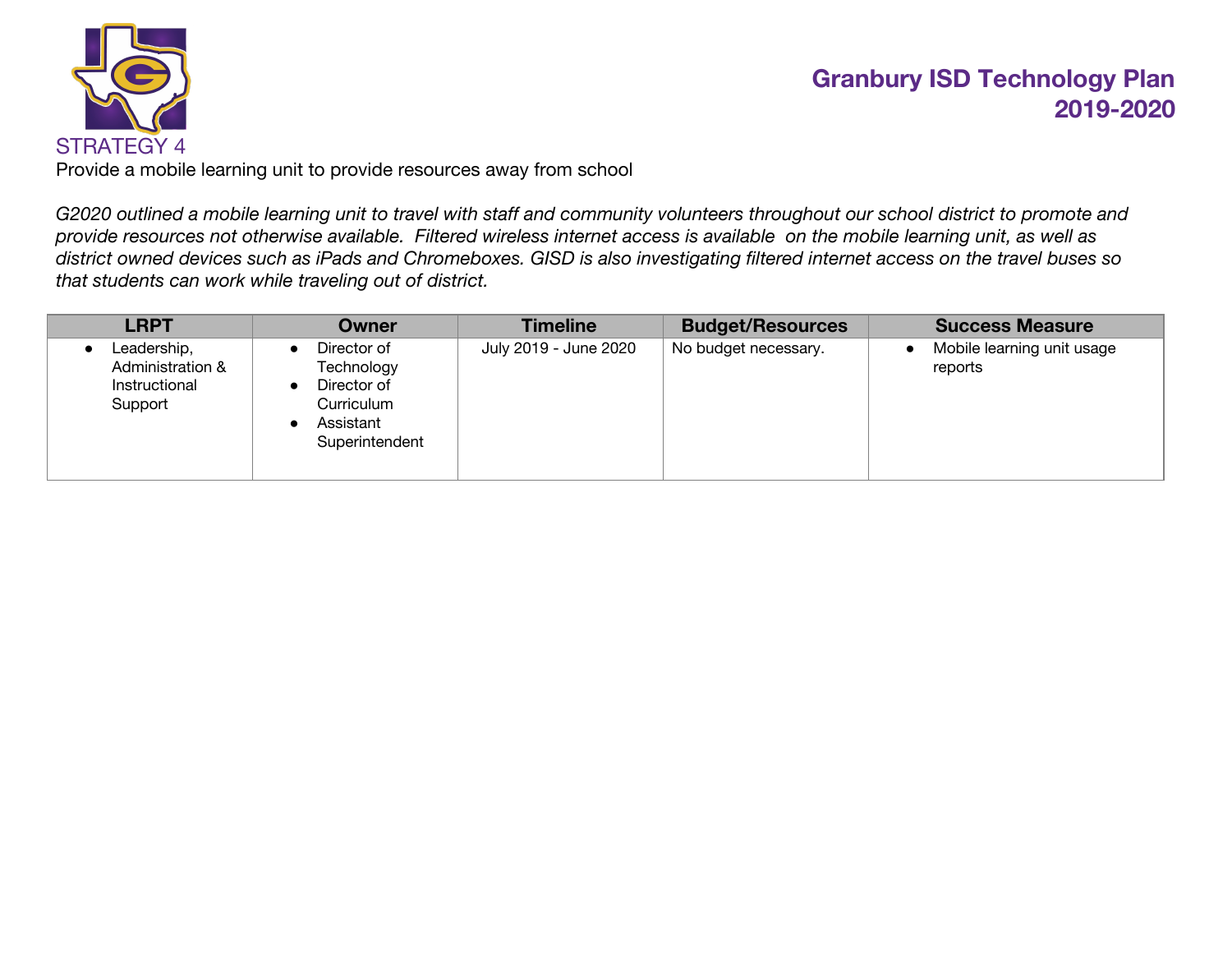## STRATEGY 4

Provide a mobile learning unit to provide resources away from school

*G2020 outlined a mobile learning unit to travel with staff and community volunteers throughout our school district to promote and provide resources not otherwise available. Filtered wireless internet access is available on the mobile learning unit, as well as district owned devices such as iPads and Chromeboxes. GISD is also investigating filtered internet access on the travel buses so that students can work while traveling out of district.*

| LRPT | Owner | Timeline | Budget/Resources | Success Measure |
|---|---|---|---|---|
| • Leadership, Administration & Instructional Support | • Director of Technology<br>• Director of Curriculum<br>• Assistant Superintendent | July 2019 - June 2020 | No budget necessary. | • Mobile learning unit usage reports |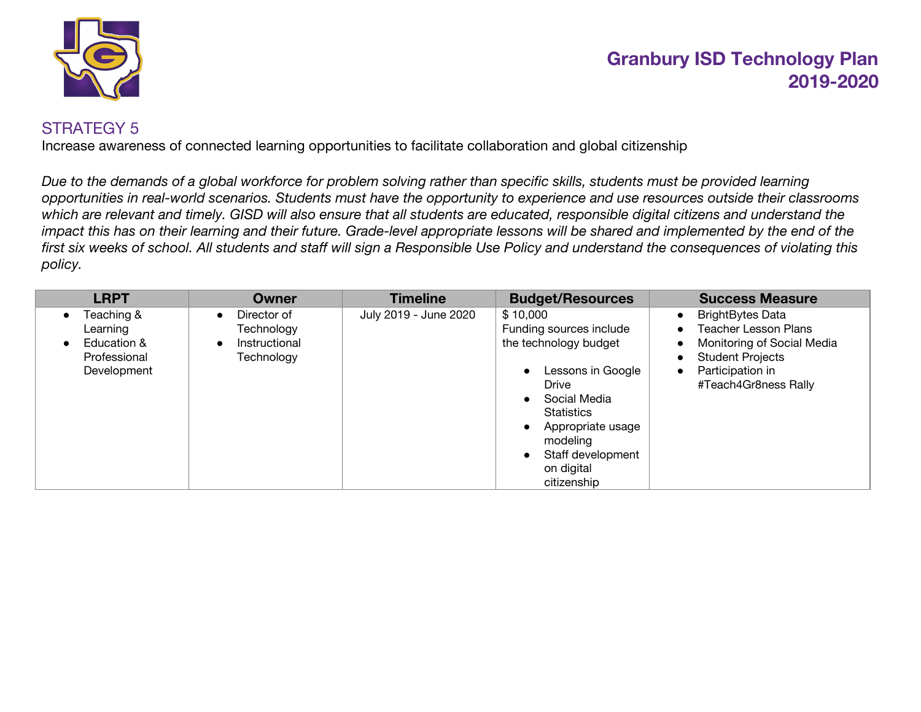# Granbury ISD Technology Plan 2019-2020

## STRATEGY 5

Increase awareness of connected learning opportunities to facilitate collaboration and global citizenship

*Due to the demands of a global workforce for problem solving rather than specific skills, students must be provided learning opportunities in real-world scenarios. Students must have the opportunity to experience and use resources outside their classrooms which are relevant and timely. GISD will also ensure that all students are educated, responsible digital citizens and understand the impact this has on their learning and their future. Grade-level appropriate lessons will be shared and implemented by the end of the first six weeks of school. All students and staff will sign a Responsible Use Policy and understand the consequences of violating this policy.*

| LRPT | Owner | Timeline | Budget/Resources | Success Measure |
|---|---|---|---|---|
| • Teaching & Learning<br>• Education & Professional Development | • Director of Technology<br>• Instructional Technology | July 2019 - June 2020 | $ 10,000<br>Funding sources include the technology budget<br><br>• Lessons in Google Drive<br>• Social Media Statistics<br>• Appropriate usage modeling<br>• Staff development on digital citizenship | • BrightBytes Data<br>• Teacher Lesson Plans<br>• Monitoring of Social Media<br>• Student Projects<br>• Participation in #Teach4Gr8ness Rally |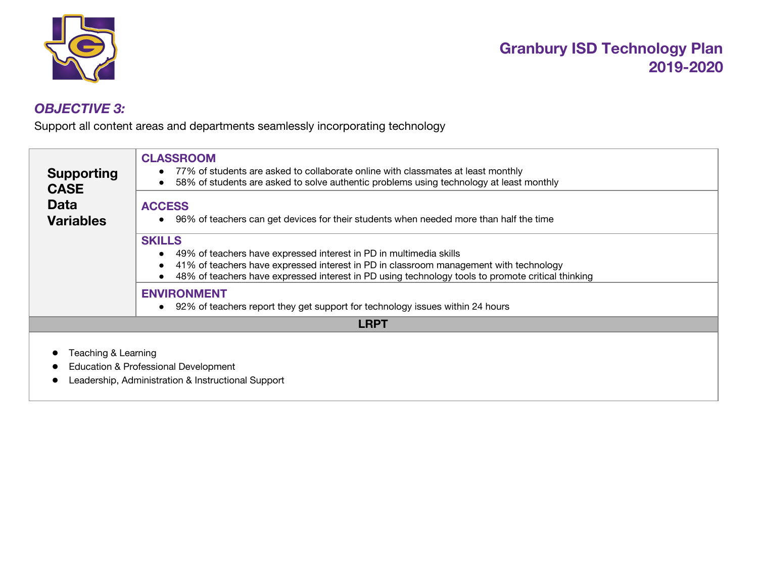### *OBJECTIVE 3:*

Support all content areas and departments seamlessly incorporating technology

| Supporting CASE Data Variables | |
|---|---|
| | **CLASSROOM**<br>● 77% of students are asked to collaborate online with classmates at least monthly<br>● 58% of students are asked to solve authentic problems using technology at least monthly |
| | **ACCESS**<br>● 96% of teachers can get devices for their students when needed more than half the time |
| | **SKILLS**<br>● 49% of teachers have expressed interest in PD in multimedia skills<br>● 41% of teachers have expressed interest in PD in classroom management with technology<br>● 48% of teachers have expressed interest in PD using technology tools to promote critical thinking |
| | **ENVIRONMENT**<br>● 92% of teachers report they get support for technology issues within 24 hours |

**LRPT**

- Teaching & Learning
- Education & Professional Development
- Leadership, Administration & Instructional Support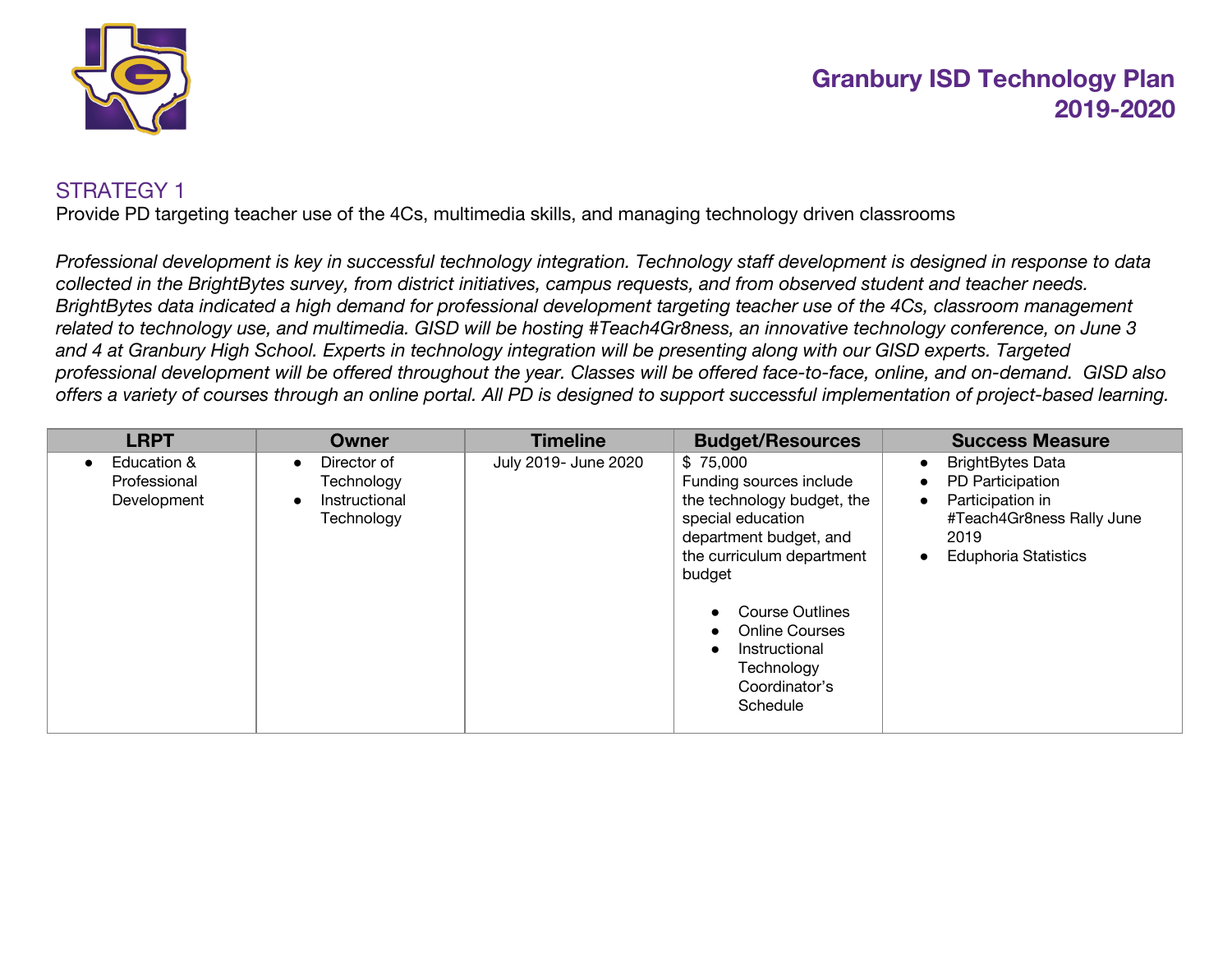# Granbury ISD Technology Plan 2019-2020

## STRATEGY 1

Provide PD targeting teacher use of the 4Cs, multimedia skills, and managing technology driven classrooms

*Professional development is key in successful technology integration. Technology staff development is designed in response to data collected in the BrightBytes survey, from district initiatives, campus requests, and from observed student and teacher needs. BrightBytes data indicated a high demand for professional development targeting teacher use of the 4Cs, classroom management related to technology use, and multimedia. GISD will be hosting #Teach4Gr8ness, an innovative technology conference, on June 3 and 4 at Granbury High School. Experts in technology integration will be presenting along with our GISD experts. Targeted professional development will be offered throughout the year. Classes will be offered face-to-face, online, and on-demand. GISD also offers a variety of courses through an online portal. All PD is designed to support successful implementation of project-based learning.*

| LRPT | Owner | Timeline | Budget/Resources | Success Measure |
|---|---|---|---|---|
| • Education & Professional Development | • Director of Technology<br>• Instructional Technology | July 2019- June 2020 | $ 75,000<br>Funding sources include the technology budget, the special education department budget, and the curriculum department budget<br>• Course Outlines<br>• Online Courses<br>• Instructional Technology Coordinator's Schedule | • BrightBytes Data<br>• PD Participation<br>• Participation in #Teach4Gr8ness Rally June 2019<br>• Eduphoria Statistics |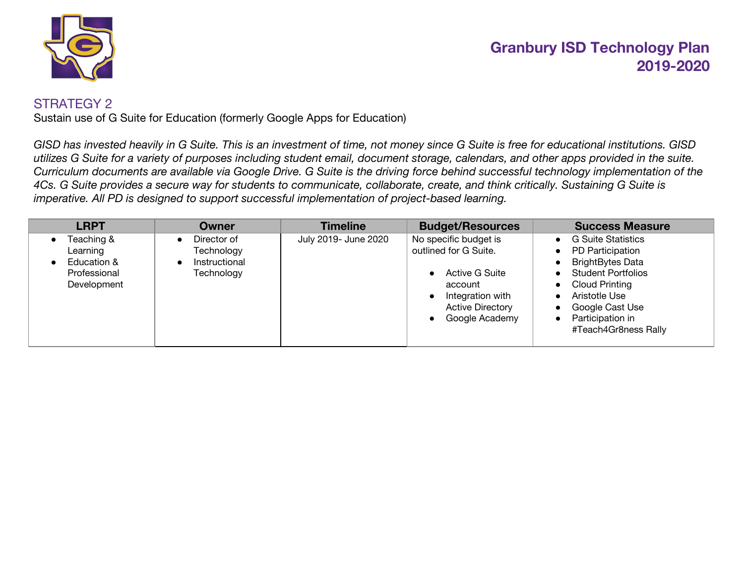## STRATEGY 2

Sustain use of G Suite for Education (formerly Google Apps for Education)

*GISD has invested heavily in G Suite. This is an investment of time, not money since G Suite is free for educational institutions. GISD utilizes G Suite for a variety of purposes including student email, document storage, calendars, and other apps provided in the suite. Curriculum documents are available via Google Drive. G Suite is the driving force behind successful technology implementation of the 4Cs. G Suite provides a secure way for students to communicate, collaborate, create, and think critically. Sustaining G Suite is imperative. All PD is designed to support successful implementation of project-based learning.*

| LRPT | Owner | Timeline | Budget/Resources | Success Measure |
|---|---|---|---|---|
| • Teaching & Learning<br>• Education & Professional Development | • Director of Technology<br>• Instructional Technology | July 2019- June 2020 | No specific budget is outlined for G Suite.<br>• Active G Suite account<br>• Integration with Active Directory<br>• Google Academy | • G Suite Statistics<br>• PD Participation<br>• BrightBytes Data<br>• Student Portfolios<br>• Cloud Printing<br>• Aristotle Use<br>• Google Cast Use<br>• Participation in #Teach4Gr8ness Rally |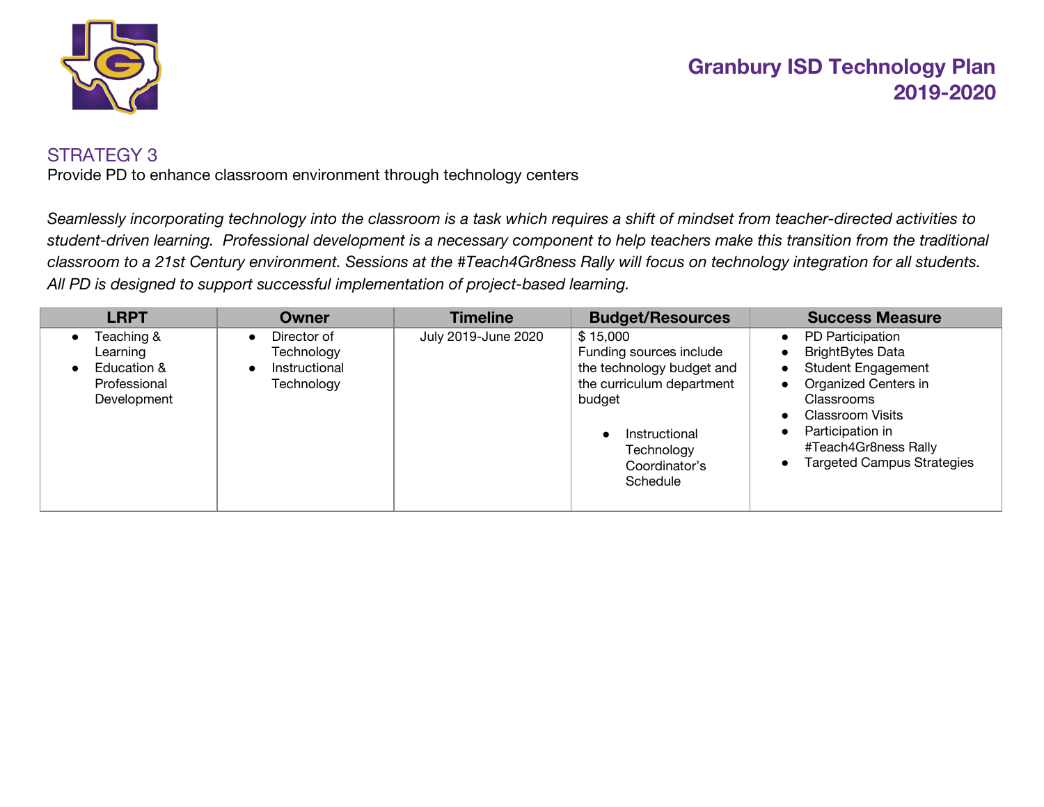## STRATEGY 3

Provide PD to enhance classroom environment through technology centers

*Seamlessly incorporating technology into the classroom is a task which requires a shift of mindset from teacher-directed activities to student-driven learning. Professional development is a necessary component to help teachers make this transition from the traditional classroom to a 21st Century environment. Sessions at the #Teach4Gr8ness Rally will focus on technology integration for all students. All PD is designed to support successful implementation of project-based learning.*

| LRPT | Owner | Timeline | Budget/Resources | Success Measure |
|---|---|---|---|---|
| • Teaching & Learning<br>• Education & Professional Development | • Director of Technology<br>• Instructional Technology | July 2019-June 2020 | $ 15,000<br>Funding sources include the technology budget and the curriculum department budget<br>• Instructional Technology Coordinator's Schedule | • PD Participation<br>• BrightBytes Data<br>• Student Engagement<br>• Organized Centers in Classrooms<br>• Classroom Visits<br>• Participation in #Teach4Gr8ness Rally<br>• Targeted Campus Strategies |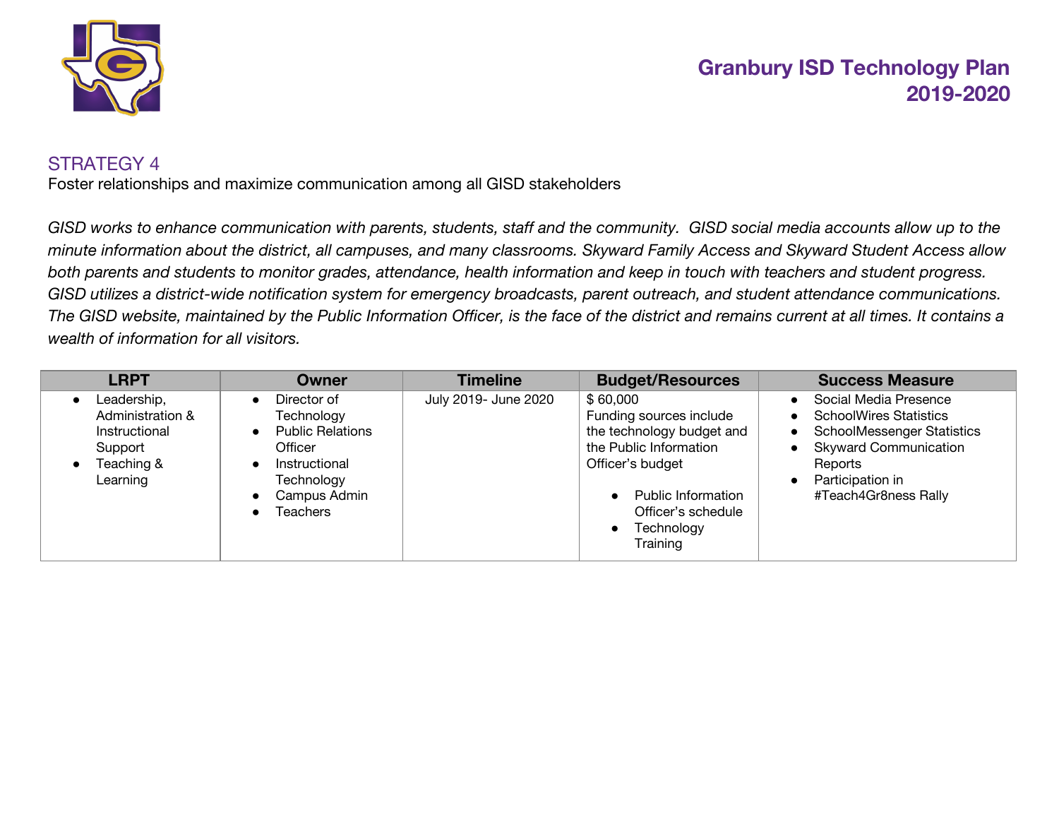## STRATEGY 4

Foster relationships and maximize communication among all GISD stakeholders

*GISD works to enhance communication with parents, students, staff and the community. GISD social media accounts allow up to the minute information about the district, all campuses, and many classrooms. Skyward Family Access and Skyward Student Access allow both parents and students to monitor grades, attendance, health information and keep in touch with teachers and student progress. GISD utilizes a district-wide notification system for emergency broadcasts, parent outreach, and student attendance communications. The GISD website, maintained by the Public Information Officer, is the face of the district and remains current at all times. It contains a wealth of information for all visitors.*

| LRPT | Owner | Timeline | Budget/Resources | Success Measure |
|---|---|---|---|---|
| • Leadership, Administration & Instructional Support<br>• Teaching & Learning | • Director of Technology<br>• Public Relations Officer<br>• Instructional Technology<br>• Campus Admin<br>• Teachers | July 2019- June 2020 | $ 60,000<br>Funding sources include the technology budget and the Public Information Officer's budget<br>• Public Information Officer's schedule<br>• Technology Training | • Social Media Presence<br>• SchoolWires Statistics<br>• SchoolMessenger Statistics<br>• Skyward Communication Reports<br>• Participation in #Teach4Gr8ness Rally |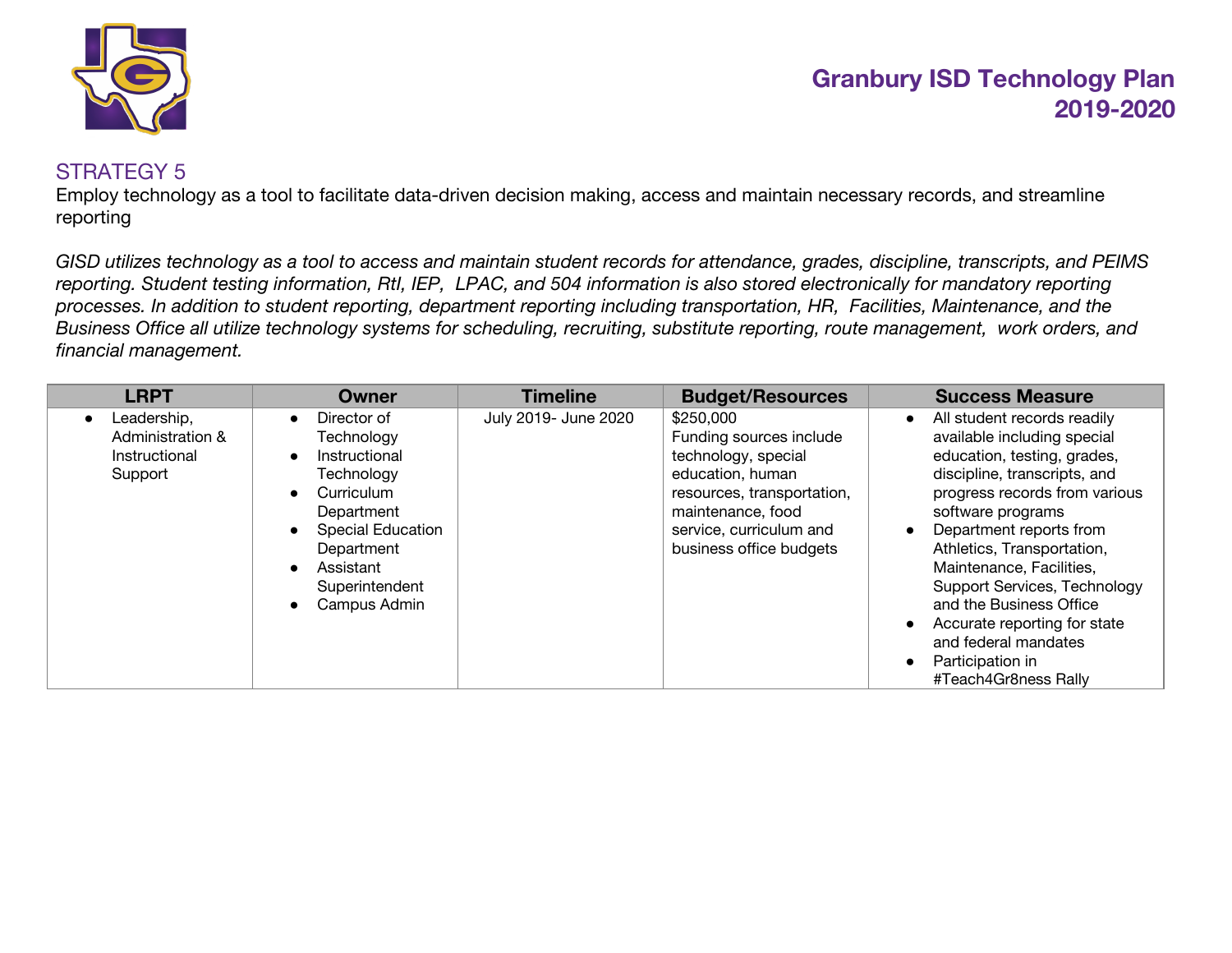## STRATEGY 5

Employ technology as a tool to facilitate data-driven decision making, access and maintain necessary records, and streamline reporting

*GISD utilizes technology as a tool to access and maintain student records for attendance, grades, discipline, transcripts, and PEIMS reporting. Student testing information, RtI, IEP, LPAC, and 504 information is also stored electronically for mandatory reporting processes. In addition to student reporting, department reporting including transportation, HR, Facilities, Maintenance, and the Business Office all utilize technology systems for scheduling, recruiting, substitute reporting, route management, work orders, and financial management.*

| LRPT | Owner | Timeline | Budget/Resources | Success Measure |
| --- | --- | --- | --- | --- |
| • Leadership, Administration & Instructional Support | • Director of Technology<br>• Instructional Technology<br>• Curriculum Department<br>• Special Education Department<br>• Assistant Superintendent<br>• Campus Admin | July 2019- June 2020 | $250,000<br>Funding sources include technology, special education, human resources, transportation, maintenance, food service, curriculum and business office budgets | • All student records readily available including special education, testing, grades, discipline, transcripts, and progress records from various software programs<br>• Department reports from Athletics, Transportation, Maintenance, Facilities, Support Services, Technology and the Business Office<br>• Accurate reporting for state and federal mandates<br>• Participation in #Teach4Gr8ness Rally |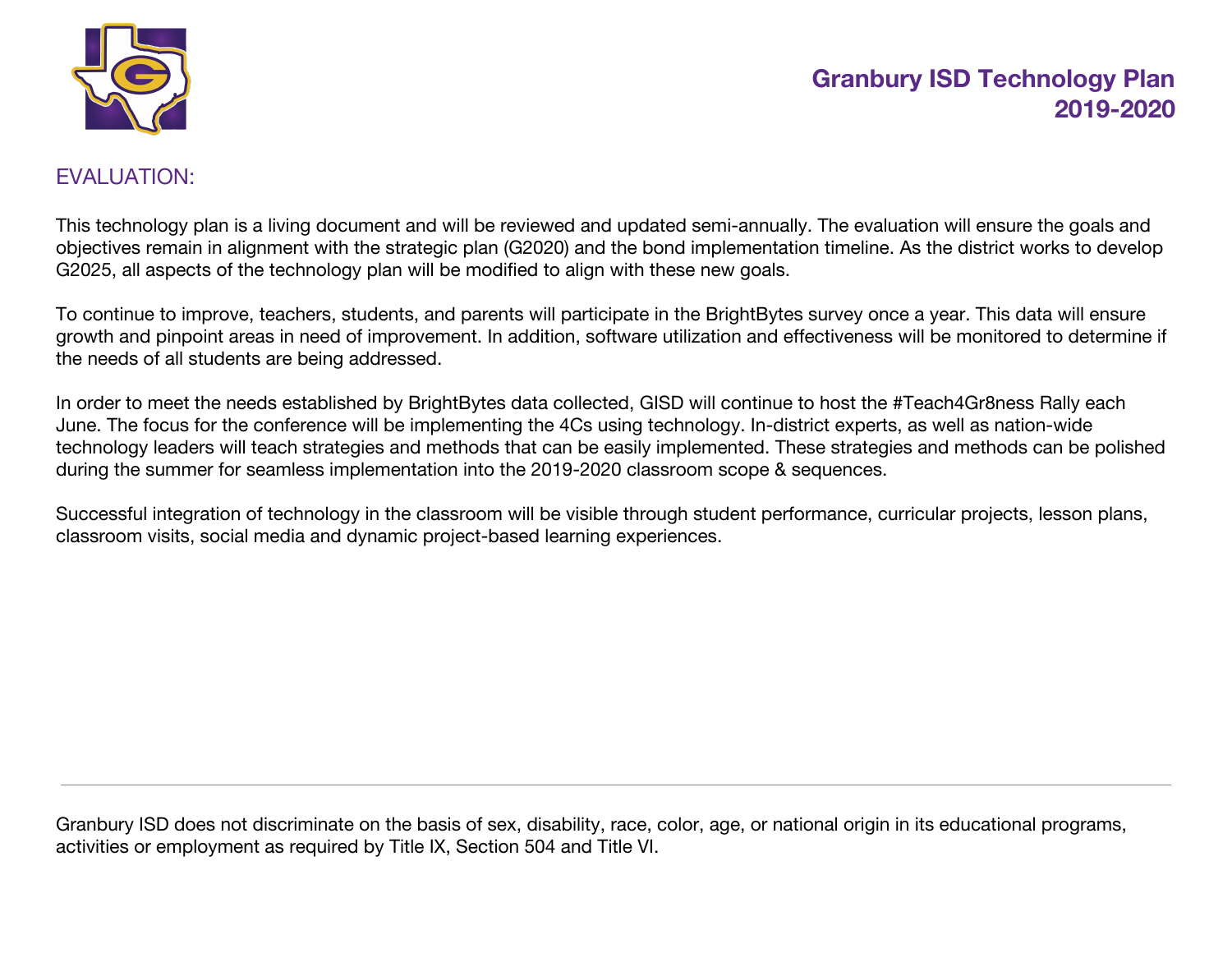## EVALUATION:

This technology plan is a living document and will be reviewed and updated semi-annually. The evaluation will ensure the goals and objectives remain in alignment with the strategic plan (G2020) and the bond implementation timeline. As the district works to develop G2025, all aspects of the technology plan will be modified to align with these new goals.

To continue to improve, teachers, students, and parents will participate in the BrightBytes survey once a year. This data will ensure growth and pinpoint areas in need of improvement. In addition, software utilization and effectiveness will be monitored to determine if the needs of all students are being addressed.

In order to meet the needs established by BrightBytes data collected, GISD will continue to host the #Teach4Gr8ness Rally each June. The focus for the conference will be implementing the 4Cs using technology. In-district experts, as well as nation-wide technology leaders will teach strategies and methods that can be easily implemented. These strategies and methods can be polished during the summer for seamless implementation into the 2019-2020 classroom scope & sequences.

Successful integration of technology in the classroom will be visible through student performance, curricular projects, lesson plans, classroom visits, social media and dynamic project-based learning experiences.

---

Granbury ISD does not discriminate on the basis of sex, disability, race, color, age, or national origin in its educational programs, activities or employment as required by Title IX, Section 504 and Title VI.